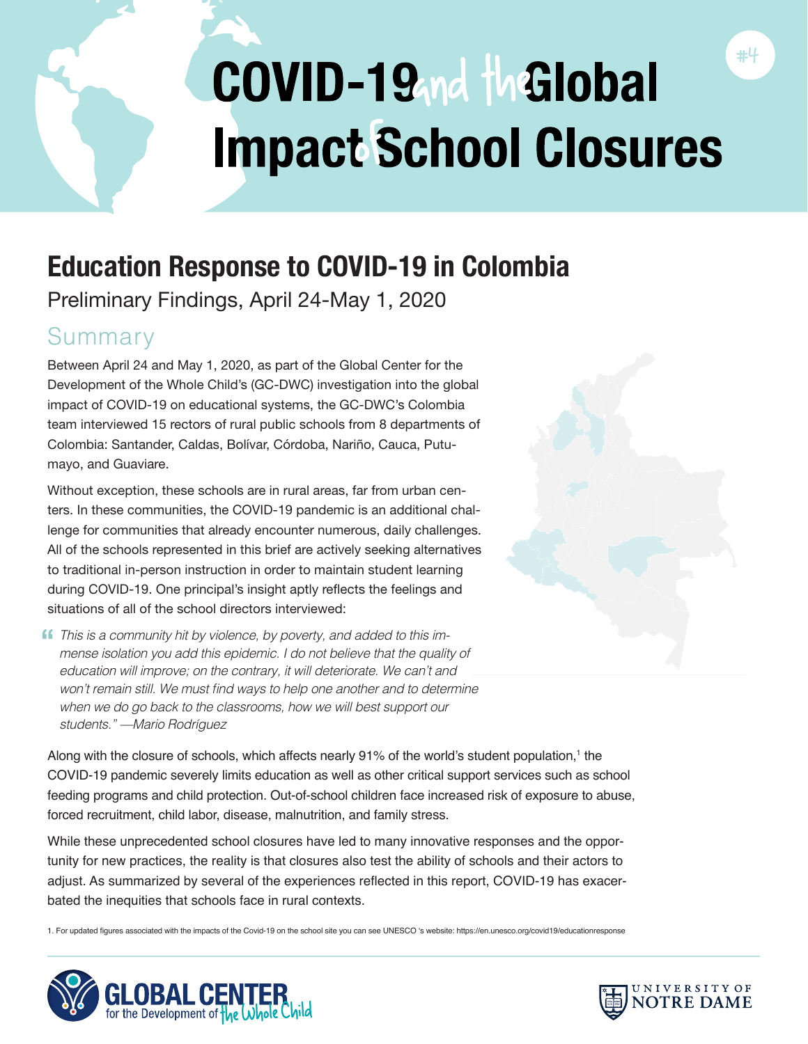# COVID-19 and the Global Impact of School Closures

#4

## Education Response to COVID-19 in Colombia

Preliminary Findings, April 24-May 1, 2020

### Summary

Between April 24 and May 1, 2020, as part of the Global Center for the Development of the Whole Child's (GC-DWC) investigation into the global impact of COVID-19 on educational systems, the GC-DWC's Colombia team interviewed 15 rectors of rural public schools from 8 departments of Colombia: Santander, Caldas, Bolívar, Córdoba, Nariño, Cauca, Putumayo, and Guaviare.

Without exception, these schools are in rural areas, far from urban centers. In these communities, the COVID-19 pandemic is an additional challenge for communities that already encounter numerous, daily challenges. All of the schools represented in this brief are actively seeking alternatives to traditional in-person instruction in order to maintain student learning during COVID-19. One principal's insight aptly reflects the feelings and situations of all of the school directors interviewed:

> *This is a community hit by violence, by poverty, and added to this immense isolation you add this epidemic. I do not believe that the quality of education will improve; on the contrary, it will deteriorate. We can't and won't remain still. We must find ways to help one another and to determine when we do go back to the classrooms, how we will best support our students." —Mario Rodríguez*

Along with the closure of schools, which affects nearly 91% of the world's student population,[1] the COVID-19 pandemic severely limits education as well as other critical support services such as school feeding programs and child protection. Out-of-school children face increased risk of exposure to abuse, forced recruitment, child labor, disease, malnutrition, and family stress.

While these unprecedented school closures have led to many innovative responses and the opportunity for new practices, the reality is that closures also test the ability of schools and their actors to adjust. As summarized by several of the experiences reflected in this report, COVID-19 has exacerbated the inequities that schools face in rural contexts.

1. For updated figures associated with the impacts of the Covid-19 on the school site you can see UNESCO 's website: https://en.unesco.org/covid19/educationresponse

GLOBAL CENTER for the Development of the Whole Child

UNIVERSITY OF NOTRE DAME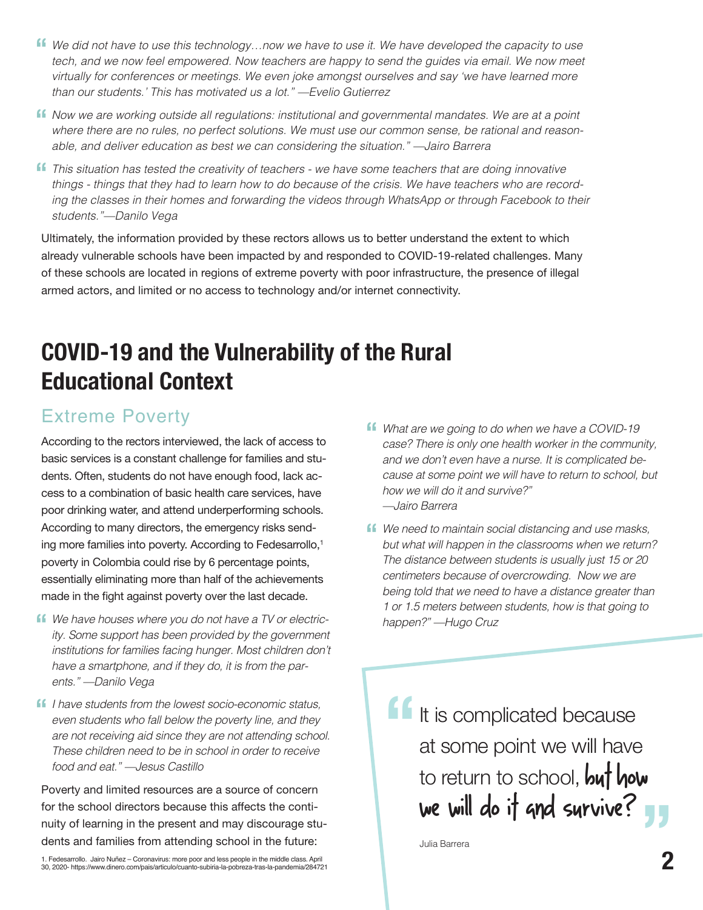*“We did not have to use this technology…now we have to use it. We have developed the capacity to use tech, and we now feel empowered. Now teachers are happy to send the guides via email. We now meet virtually for conferences or meetings. We even joke amongst ourselves and say ‘we have learned more than our students.’ This has motivated us a lot.” —Evelio Gutierrez*

*“Now we are working outside all regulations: institutional and governmental mandates. We are at a point where there are no rules, no perfect solutions. We must use our common sense, be rational and reasonable, and deliver education as best we can considering the situation.” —Jairo Barrera*

*“This situation has tested the creativity of teachers - we have some teachers that are doing innovative things - things that they had to learn how to do because of the crisis. We have teachers who are recording the classes in their homes and forwarding the videos through WhatsApp or through Facebook to their students.”—Danilo Vega*

Ultimately, the information provided by these rectors allows us to better understand the extent to which already vulnerable schools have been impacted by and responded to COVID-19-related challenges. Many of these schools are located in regions of extreme poverty with poor infrastructure, the presence of illegal armed actors, and limited or no access to technology and/or internet connectivity.

# COVID-19 and the Vulnerability of the Rural Educational Context

## Extreme Poverty

According to the rectors interviewed, the lack of access to basic services is a constant challenge for families and students. Often, students do not have enough food, lack access to a combination of basic health care services, have poor drinking water, and attend underperforming schools. According to many directors, the emergency risks sending more families into poverty. According to Fedesarrollo,[1] poverty in Colombia could rise by 6 percentage points, essentially eliminating more than half of the achievements made in the fight against poverty over the last decade.

*“We have houses where you do not have a TV or electricity. Some support has been provided by the government institutions for families facing hunger. Most children don’t have a smartphone, and if they do, it is from the parents.” —Danilo Vega*

*“I have students from the lowest socio-economic status, even students who fall below the poverty line, and they are not receiving aid since they are not attending school. These children need to be in school in order to receive food and eat.” —Jesus Castillo*

Poverty and limited resources are a source of concern for the school directors because this affects the continuity of learning in the present and may discourage students and families from attending school in the future:

*“What are we going to do when we have a COVID-19 case? There is only one health worker in the community, and we don’t even have a nurse. It is complicated because at some point we will have to return to school, but how we will do it and survive?” —Jairo Barrera*

*“We need to maintain social distancing and use masks, but what will happen in the classrooms when we return? The distance between students is usually just 15 or 20 centimeters because of overcrowding. Now we are being told that we need to have a distance greater than 1 or 1.5 meters between students, how is that going to happen?” —Hugo Cruz*

> “It is complicated because at some point we will have to return to school, **but how we will do it and survive?**”
>
> Julia Barrera

1. Fedesarrollo. Jairo Nuñez – Coronavirus: more poor and less people in the middle class. April 30, 2020- https://www.dinero.com/pais/articulo/cuanto-subiria-la-pobreza-tras-la-pandemia/284721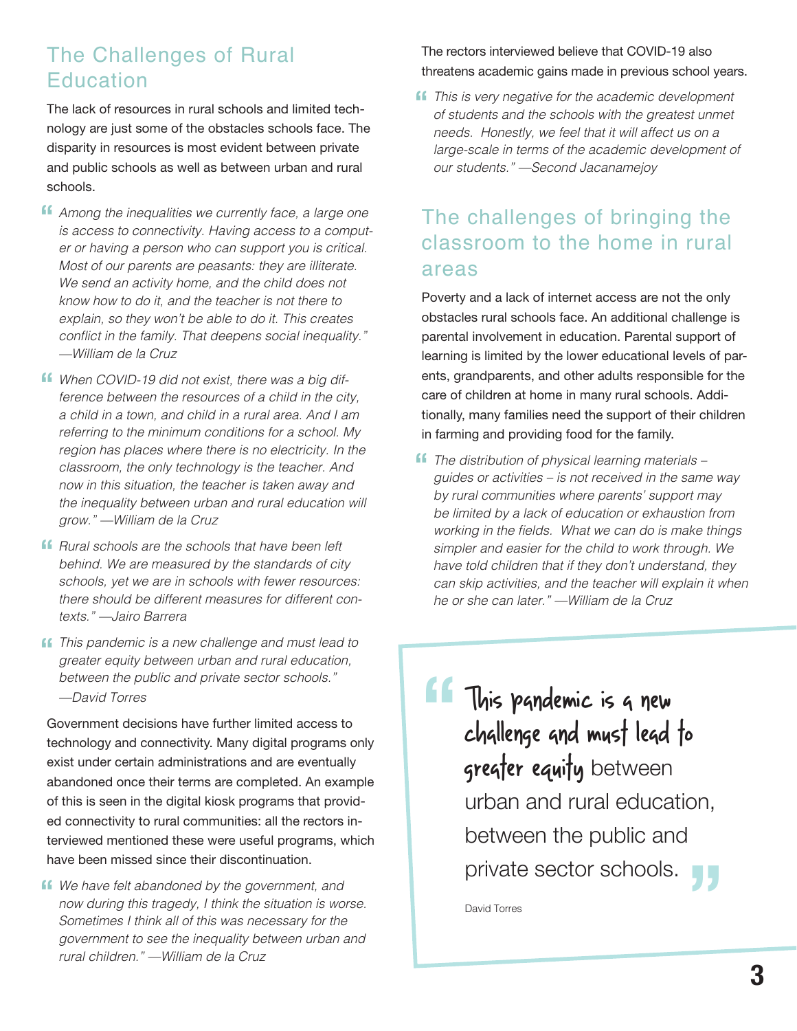## The Challenges of Rural Education

The lack of resources in rural schools and limited technology are just some of the obstacles schools face. The disparity in resources is most evident between private and public schools as well as between urban and rural schools.

> *Among the inequalities we currently face, a large one is access to connectivity. Having access to a computer or having a person who can support you is critical. Most of our parents are peasants: they are illiterate. We send an activity home, and the child does not know how to do it, and the teacher is not there to explain, so they won't be able to do it. This creates conflict in the family. That deepens social inequality."* —William de la Cruz

> *When COVID-19 did not exist, there was a big difference between the resources of a child in the city, a child in a town, and child in a rural area. And I am referring to the minimum conditions for a school. My region has places where there is no electricity. In the classroom, the only technology is the teacher. And now in this situation, the teacher is taken away and the inequality between urban and rural education will grow."* —William de la Cruz

> *Rural schools are the schools that have been left behind. We are measured by the standards of city schools, yet we are in schools with fewer resources: there should be different measures for different contexts."* —Jairo Barrera

> *This pandemic is a new challenge and must lead to greater equity between urban and rural education, between the public and private sector schools."* —David Torres

Government decisions have further limited access to technology and connectivity. Many digital programs only exist under certain administrations and are eventually abandoned once their terms are completed. An example of this is seen in the digital kiosk programs that provided connectivity to rural communities: all the rectors interviewed mentioned these were useful programs, which have been missed since their discontinuation.

> *We have felt abandoned by the government, and now during this tragedy, I think the situation is worse. Sometimes I think all of this was necessary for the government to see the inequality between urban and rural children."* —William de la Cruz

The rectors interviewed believe that COVID-19 also threatens academic gains made in previous school years.

> *This is very negative for the academic development of students and the schools with the greatest unmet needs. Honestly, we feel that it will affect us on a large-scale in terms of the academic development of our students."* —Second Jacanamejoy

## The challenges of bringing the classroom to the home in rural areas

Poverty and a lack of internet access are not the only obstacles rural schools face. An additional challenge is parental involvement in education. Parental support of learning is limited by the lower educational levels of parents, grandparents, and other adults responsible for the care of children at home in many rural schools. Additionally, many families need the support of their children in farming and providing food for the family.

> *The distribution of physical learning materials – guides or activities – is not received in the same way by rural communities where parents' support may be limited by a lack of education or exhaustion from working in the fields. What we can do is make things simpler and easier for the child to work through. We have told children that if they don't understand, they can skip activities, and the teacher will explain it when he or she can later."* —William de la Cruz

> "This pandemic is a new challenge and must lead to greater equity between urban and rural education, between the public and private sector schools."
>
> David Torres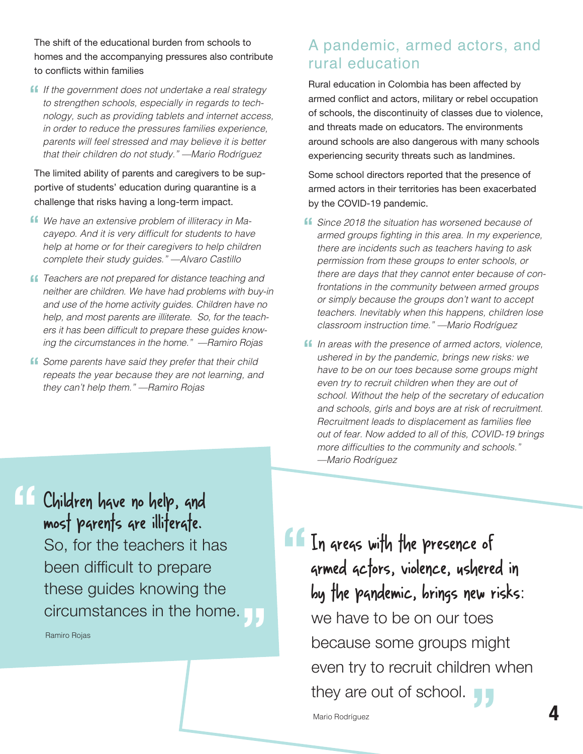The shift of the educational burden from schools to homes and the accompanying pressures also contribute to conflicts within families

> *"If the government does not undertake a real strategy to strengthen schools, especially in regards to technology, such as providing tablets and internet access, in order to reduce the pressures families experience, parents will feel stressed and may believe it is better that their children do not study." —Mario Rodríguez*

The limited ability of parents and caregivers to be supportive of students' education during quarantine is a challenge that risks having a long-term impact.

> *"We have an extensive problem of illiteracy in Macayepo. And it is very difficult for students to have help at home or for their caregivers to help children complete their study guides." —Alvaro Castillo*

> *"Teachers are not prepared for distance teaching and neither are children. We have had problems with buy-in and use of the home activity guides. Children have no help, and most parents are illiterate. So, for the teachers it has been difficult to prepare these guides knowing the circumstances in the home." —Ramiro Rojas*

> *"Some parents have said they prefer that their child repeats the year because they are not learning, and they can't help them." —Ramiro Rojas*

> "Children have no help, and most parents are illiterate. So, for the teachers it has been difficult to prepare these guides knowing the circumstances in the home."
>
> Ramiro Rojas

## A pandemic, armed actors, and rural education

Rural education in Colombia has been affected by armed conflict and actors, military or rebel occupation of schools, the discontinuity of classes due to violence, and threats made on educators. The environments around schools are also dangerous with many schools experiencing security threats such as landmines.

Some school directors reported that the presence of armed actors in their territories has been exacerbated by the COVID-19 pandemic.

> *"Since 2018 the situation has worsened because of armed groups fighting in this area. In my experience, there are incidents such as teachers having to ask permission from these groups to enter schools, or there are days that they cannot enter because of confrontations in the community between armed groups or simply because the groups don't want to accept teachers. Inevitably when this happens, children lose classroom instruction time." —Mario Rodríguez*

> *"In areas with the presence of armed actors, violence, ushered in by the pandemic, brings new risks: we have to be on our toes because some groups might even try to recruit children when they are out of school. Without the help of the secretary of education and schools, girls and boys are at risk of recruitment. Recruitment leads to displacement as families flee out of fear. Now added to all of this, COVID-19 brings more difficulties to the community and schools." —Mario Rodríguez*

> "In areas with the presence of armed actors, violence, ushered in by the pandemic, brings new risks: we have to be on our toes because some groups might even try to recruit children when they are out of school."
>
> Mario Rodríguez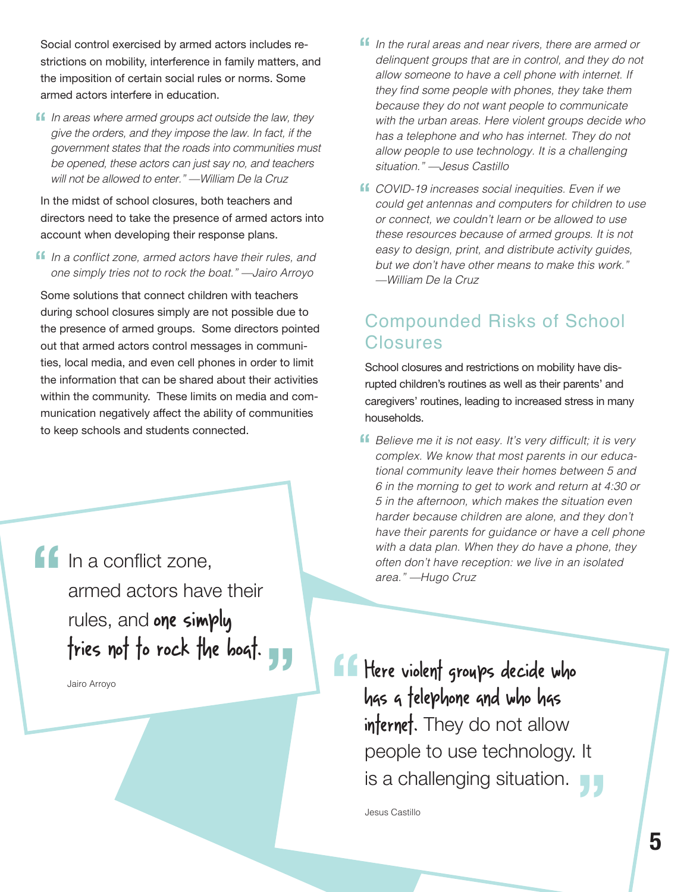Social control exercised by armed actors includes restrictions on mobility, interference in family matters, and the imposition of certain social rules or norms. Some armed actors interfere in education.

> *In areas where armed groups act outside the law, they give the orders, and they impose the law. In fact, if the government states that the roads into communities must be opened, these actors can just say no, and teachers will not be allowed to enter." —William De la Cruz*

In the midst of school closures, both teachers and directors need to take the presence of armed actors into account when developing their response plans.

> *In a conflict zone, armed actors have their rules, and one simply tries not to rock the boat." —Jairo Arroyo*

Some solutions that connect children with teachers during school closures simply are not possible due to the presence of armed groups. Some directors pointed out that armed actors control messages in communities, local media, and even cell phones in order to limit the information that can be shared about their activities within the community. These limits on media and communication negatively affect the ability of communities to keep schools and students connected.

> "In a conflict zone, armed actors have their rules, and **one simply tries not to rock the boat.**"
>
> Jairo Arroyo

> *In the rural areas and near rivers, there are armed or delinquent groups that are in control, and they do not allow someone to have a cell phone with internet. If they find some people with phones, they take them because they do not want people to communicate with the urban areas. Here violent groups decide who has a telephone and who has internet. They do not allow people to use technology. It is a challenging situation." —Jesus Castillo*

> *COVID-19 increases social inequities. Even if we could get antennas and computers for children to use or connect, we couldn't learn or be allowed to use these resources because of armed groups. It is not easy to design, print, and distribute activity guides, but we don't have other means to make this work." —William De la Cruz*

## Compounded Risks of School Closures

School closures and restrictions on mobility have disrupted children's routines as well as their parents' and caregivers' routines, leading to increased stress in many households.

> *Believe me it is not easy. It's very difficult; it is very complex. We know that most parents in our educational community leave their homes between 5 and 6 in the morning to get to work and return at 4:30 or 5 in the afternoon, which makes the situation even harder because children are alone, and they don't have their parents for guidance or have a cell phone with a data plan. When they do have a phone, they often don't have reception: we live in an isolated area." —Hugo Cruz*

> "**Here violent groups decide who has a telephone and who has internet.** They do not allow people to use technology. It is a challenging situation."
>
> Jesus Castillo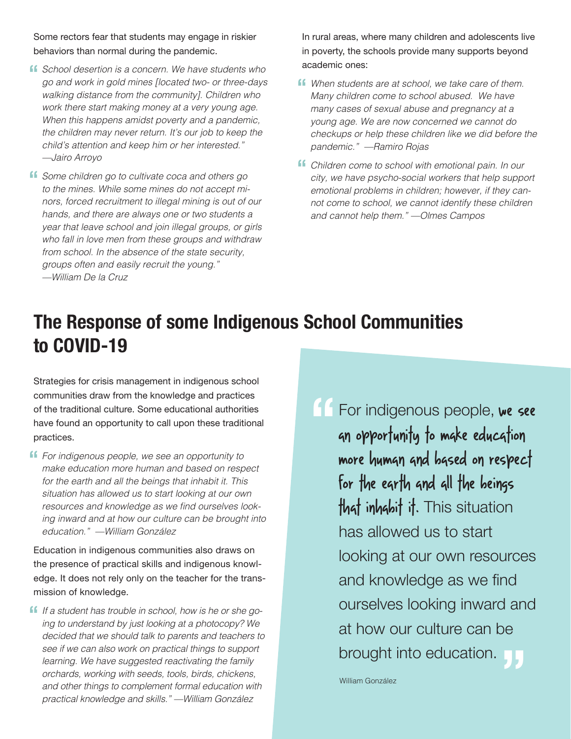Some rectors fear that students may engage in riskier behaviors than normal during the pandemic.

> *School desertion is a concern. We have students who go and work in gold mines [located two- or three-days walking distance from the community]. Children who work there start making money at a very young age. When this happens amidst poverty and a pandemic, the children may never return. It's our job to keep the child's attention and keep him or her interested." —Jairo Arroyo*

> *Some children go to cultivate coca and others go to the mines. While some mines do not accept minors, forced recruitment to illegal mining is out of our hands, and there are always one or two students a year that leave school and join illegal groups, or girls who fall in love men from these groups and withdraw from school. In the absence of the state security, groups often and easily recruit the young." —William De la Cruz*

In rural areas, where many children and adolescents live in poverty, the schools provide many supports beyond academic ones:

> *When students are at school, we take care of them. Many children come to school abused. We have many cases of sexual abuse and pregnancy at a young age. We are now concerned we cannot do checkups or help these children like we did before the pandemic." —Ramiro Rojas*

> *Children come to school with emotional pain. In our city, we have psycho-social workers that help support emotional problems in children; however, if they cannot come to school, we cannot identify these children and cannot help them." —Olmes Campos*

## The Response of some Indigenous School Communities to COVID-19

Strategies for crisis management in indigenous school communities draw from the knowledge and practices of the traditional culture. Some educational authorities have found an opportunity to call upon these traditional practices.

> *For indigenous people, we see an opportunity to make education more human and based on respect for the earth and all the beings that inhabit it. This situation has allowed us to start looking at our own resources and knowledge as we find ourselves looking inward and at how our culture can be brought into education." —William González*

Education in indigenous communities also draws on the presence of practical skills and indigenous knowledge. It does not rely only on the teacher for the transmission of knowledge.

> *If a student has trouble in school, how is he or she going to understand by just looking at a photocopy? We decided that we should talk to parents and teachers to see if we can also work on practical things to support learning. We have suggested reactivating the family orchards, working with seeds, tools, birds, chickens, and other things to complement formal education with practical knowledge and skills." —William González*

> For indigenous people, **we see an opportunity to make education more human and based on respect for the earth and all the beings that inhabit it.** This situation has allowed us to start looking at our own resources and knowledge as we find ourselves looking inward and at how our culture can be brought into education.
>
> William González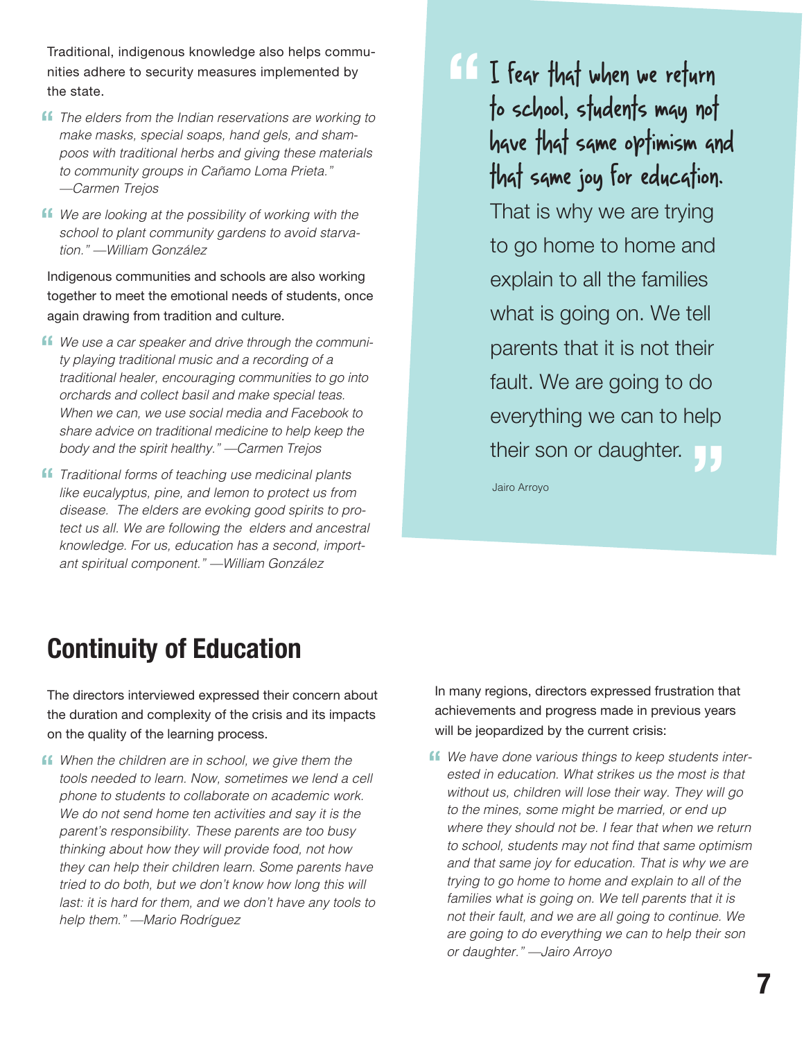Traditional, indigenous knowledge also helps communities adhere to security measures implemented by the state.

> *The elders from the Indian reservations are working to make masks, special soaps, hand gels, and shampoos with traditional herbs and giving these materials to community groups in Cañamo Loma Prieta." —Carmen Trejos*

> *We are looking at the possibility of working with the school to plant community gardens to avoid starvation." —William González*

Indigenous communities and schools are also working together to meet the emotional needs of students, once again drawing from tradition and culture.

> *We use a car speaker and drive through the community playing traditional music and a recording of a traditional healer, encouraging communities to go into orchards and collect basil and make special teas. When we can, we use social media and Facebook to share advice on traditional medicine to help keep the body and the spirit healthy." —Carmen Trejos*

> *Traditional forms of teaching use medicinal plants like eucalyptus, pine, and lemon to protect us from disease. The elders are evoking good spirits to protect us all. We are following the elders and ancestral knowledge. For us, education has a second, important spiritual component." —William González*

> **I fear that when we return to school, students may not have that same optimism and that same joy for education.** That is why we are trying to go home to home and explain to all the families what is going on. We tell parents that it is not their fault. We are going to do everything we can to help their son or daughter.
>
> Jairo Arroyo

## Continuity of Education

The directors interviewed expressed their concern about the duration and complexity of the crisis and its impacts on the quality of the learning process.

> *When the children are in school, we give them the tools needed to learn. Now, sometimes we lend a cell phone to students to collaborate on academic work. We do not send home ten activities and say it is the parent's responsibility. These parents are too busy thinking about how they will provide food, not how they can help their children learn. Some parents have tried to do both, but we don't know how long this will last: it is hard for them, and we don't have any tools to help them." —Mario Rodríguez*

In many regions, directors expressed frustration that achievements and progress made in previous years will be jeopardized by the current crisis:

> *We have done various things to keep students interested in education. What strikes us the most is that without us, children will lose their way. They will go to the mines, some might be married, or end up where they should not be. I fear that when we return to school, students may not find that same optimism and that same joy for education. That is why we are trying to go home to home and explain to all of the families what is going on. We tell parents that it is not their fault, and we are all going to continue. We are going to do everything we can to help their son or daughter." —Jairo Arroyo*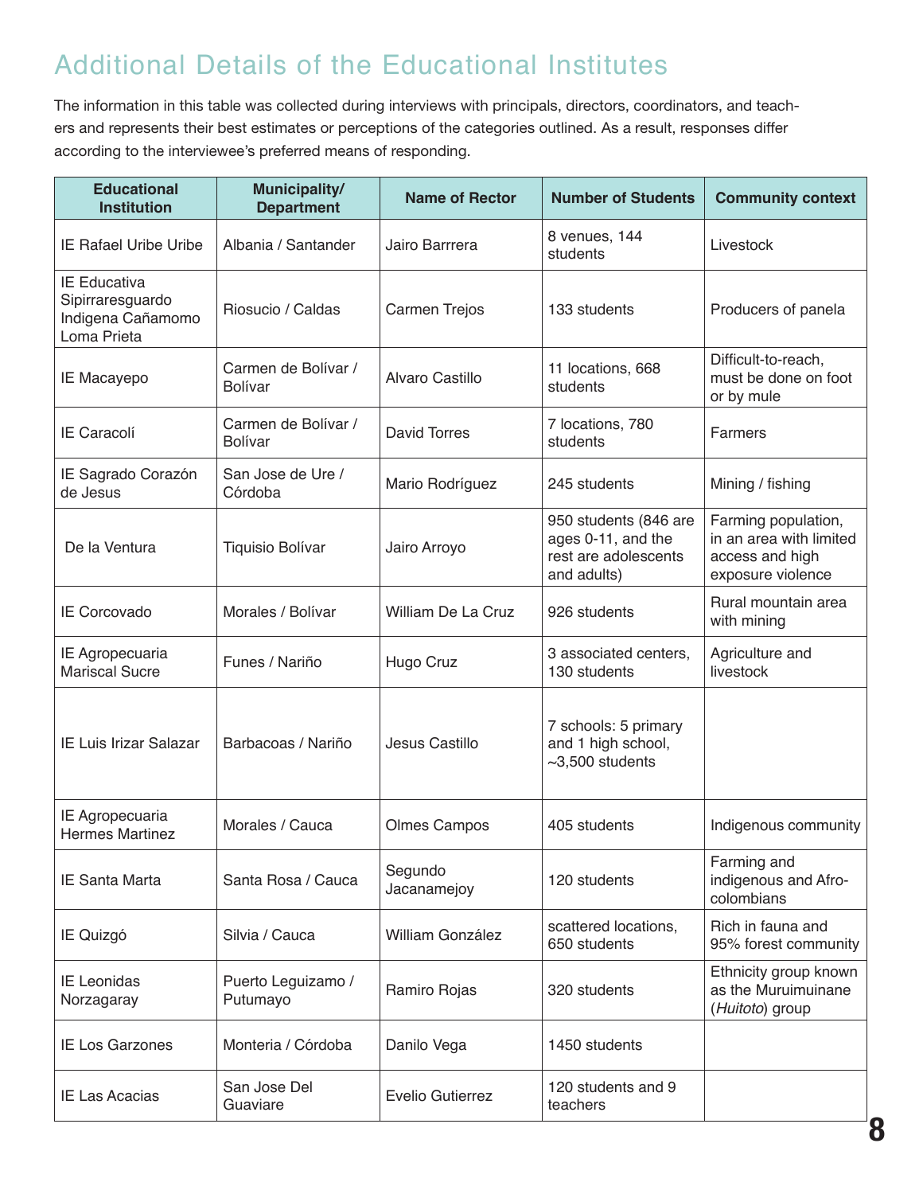# Additional Details of the Educational Institutes

The information in this table was collected during interviews with principals, directors, coordinators, and teachers and represents their best estimates or perceptions of the categories outlined. As a result, responses differ according to the interviewee's preferred means of responding.

| Educational Institution | Municipality/ Department | Name of Rector | Number of Students | Community context |
|---|---|---|---|---|
| IE Rafael Uribe Uribe | Albania / Santander | Jairo Barrrera | 8 venues, 144 students | Livestock |
| IE Educativa Sipirraresguardo Indigena Cañamomo Loma Prieta | Riosucio / Caldas | Carmen Trejos | 133 students | Producers of panela |
| IE Macayepo | Carmen de Bolívar / Bolívar | Alvaro Castillo | 11 locations, 668 students | Difficult-to-reach, must be done on foot or by mule |
| IE Caracolí | Carmen de Bolívar / Bolívar | David Torres | 7 locations, 780 students | Farmers |
| IE Sagrado Corazón de Jesus | San Jose de Ure / Córdoba | Mario Rodríguez | 245 students | Mining / fishing |
| De la Ventura | Tiquisio Bolívar | Jairo Arroyo | 950 students (846 are ages 0-11, and the rest are adolescents and adults) | Farming population, in an area with limited access and high exposure violence |
| IE Corcovado | Morales / Bolívar | William De La Cruz | 926 students | Rural mountain area with mining |
| IE Agropecuaria Mariscal Sucre | Funes / Nariño | Hugo Cruz | 3 associated centers, 130 students | Agriculture and livestock |
| IE Luis Irizar Salazar | Barbacoas / Nariño | Jesus Castillo | 7 schools: 5 primary and 1 high school, ~3,500 students | |
| IE Agropecuaria Hermes Martinez | Morales / Cauca | Olmes Campos | 405 students | Indigenous community |
| IE Santa Marta | Santa Rosa / Cauca | Segundo Jacanamejoy | 120 students | Farming and indigenous and Afro-colombians |
| IE Quizgó | Silvia / Cauca | William González | scattered locations, 650 students | Rich in fauna and 95% forest community |
| IE Leonidas Norzagaray | Puerto Leguizamo / Putumayo | Ramiro Rojas | 320 students | Ethnicity group known as the Muruimuinane (*Huitoto*) group |
| IE Los Garzones | Monteria / Córdoba | Danilo Vega | 1450 students | |
| IE Las Acacias | San Jose Del Guaviare | Evelio Gutierrez | 120 students and 9 teachers | |